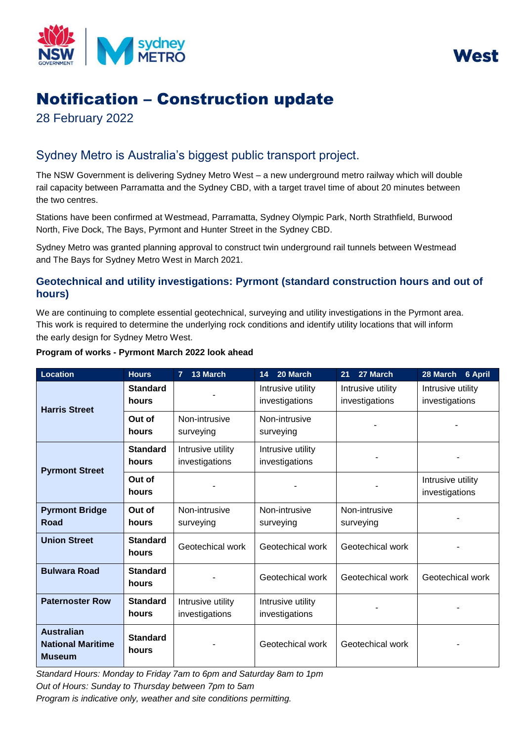West

# Notification – Construction update

28 February 2022

## Sydney Metro is Australia's biggest public transport project.

The NSW Government is delivering Sydney Metro West – a new underground metro railway which will double rail capacity between Parramatta and the Sydney CBD, with a target travel time of about 20 minutes between the two centres.

Stations have been confirmed at Westmead, Parramatta, Sydney Olympic Park, North Strathfield, Burwood North, Five Dock, The Bays, Pyrmont and Hunter Street in the Sydney CBD.

Sydney Metro was granted planning approval to construct twin underground rail tunnels between Westmead and The Bays for Sydney Metro West in March 2021.

### Geotechnical and utility investigations: Pyrmont (standard construction hours and out of hours)

We are continuing to complete essential geotechnical, surveying and utility investigations in the Pyrmont area. This work is required to determine the underlying rock conditions and identify utility locations that will inform the early design for Sydney Metro West.

**Program of works - Pyrmont March 2022 look ahead**

| Location | Hours | 7 13 March | 14 20 March | 21 27 March | 28 March 6 April |
|---|---|---|---|---|---|
| **Harris Street** | **Standard hours** | - | Intrusive utility investigations | Intrusive utility investigations | Intrusive utility investigations |
| | **Out of hours** | Non-intrusive surveying | Non-intrusive surveying | - | - |
| **Pyrmont Street** | **Standard hours** | Intrusive utility investigations | Intrusive utility investigations | - | - |
| | **Out of hours** | - | - | - | Intrusive utility investigations |
| **Pyrmont Bridge Road** | **Out of hours** | Non-intrusive surveying | Non-intrusive surveying | Non-intrusive surveying | - |
| **Union Street** | **Standard hours** | Geotechical work | Geotechical work | Geotechical work | - |
| **Bulwara Road** | **Standard hours** | - | Geotechical work | Geotechical work | Geotechical work |
| **Paternoster Row** | **Standard hours** | Intrusive utility investigations | Intrusive utility investigations | - | - |
| **Australian National Maritime Museum** | **Standard hours** | - | Geotechical work | Geotechical work | - |

*Standard Hours: Monday to Friday 7am to 6pm and Saturday 8am to 1pm*

*Out of Hours: Sunday to Thursday between 7pm to 5am*

*Program is indicative only, weather and site conditions permitting.*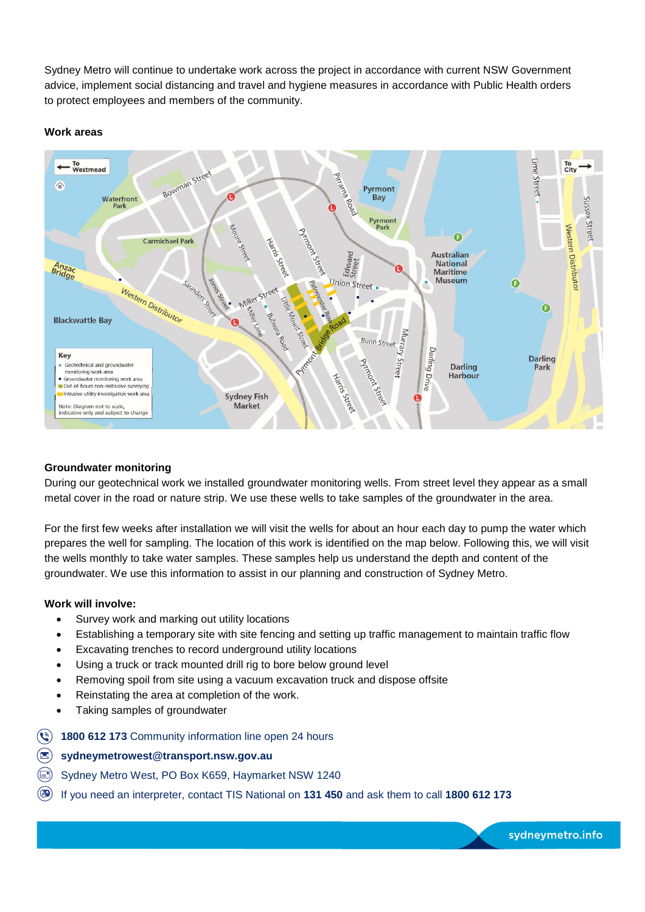Sydney Metro will continue to undertake work across the project in accordance with current NSW Government advice, implement social distancing and travel and hygiene measures in accordance with Public Health orders to protect employees and members of the community.

**Work areas**

**Groundwater monitoring**

During our geotechnical work we installed groundwater monitoring wells. From street level they appear as a small metal cover in the road or nature strip. We use these wells to take samples of the groundwater in the area.

For the first few weeks after installation we will visit the wells for about an hour each day to pump the water which prepares the well for sampling. The location of this work is identified on the map below. Following this, we will visit the wells monthly to take water samples. These samples help us understand the depth and content of the groundwater. We use this information to assist in our planning and construction of Sydney Metro.

**Work will involve:**

- Survey work and marking out utility locations
- Establishing a temporary site with site fencing and setting up traffic management to maintain traffic flow
- Excavating trenches to record underground utility locations
- Using a truck or track mounted drill rig to bore below ground level
- Removing spoil from site using a vacuum excavation truck and dispose offsite
- Reinstating the area at completion of the work.
- Taking samples of groundwater

**1800 612 173** Community information line open 24 hours

**sydneymetrowest@transport.nsw.gov.au**

Sydney Metro West, PO Box K659, Haymarket NSW 1240

If you need an interpreter, contact TIS National on **131 450** and ask them to call **1800 612 173**

sydneymetro.info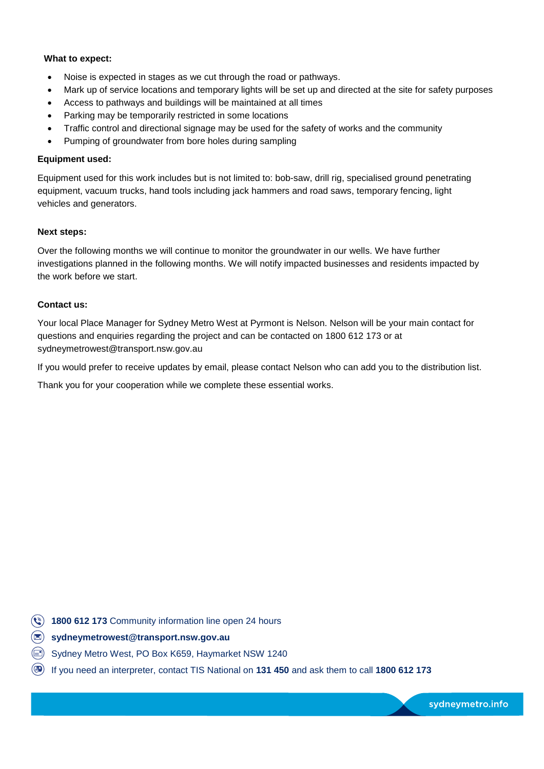**What to expect:**

- Noise is expected in stages as we cut through the road or pathways.
- Mark up of service locations and temporary lights will be set up and directed at the site for safety purposes
- Access to pathways and buildings will be maintained at all times
- Parking may be temporarily restricted in some locations
- Traffic control and directional signage may be used for the safety of works and the community
- Pumping of groundwater from bore holes during sampling

**Equipment used:**

Equipment used for this work includes but is not limited to: bob-saw, drill rig, specialised ground penetrating equipment, vacuum trucks, hand tools including jack hammers and road saws, temporary fencing, light vehicles and generators.

**Next steps:**

Over the following months we will continue to monitor the groundwater in our wells. We have further investigations planned in the following months. We will notify impacted businesses and residents impacted by the work before we start.

**Contact us:**

Your local Place Manager for Sydney Metro West at Pyrmont is Nelson. Nelson will be your main contact for questions and enquiries regarding the project and can be contacted on 1800 612 173 or at sydneymetrowest@transport.nsw.gov.au

If you would prefer to receive updates by email, please contact Nelson who can add you to the distribution list.

Thank you for your cooperation while we complete these essential works.

**1800 612 173** Community information line open 24 hours

**sydneymetrowest@transport.nsw.gov.au**

Sydney Metro West, PO Box K659, Haymarket NSW 1240

If you need an interpreter, contact TIS National on **131 450** and ask them to call **1800 612 173**

sydneymetro.info